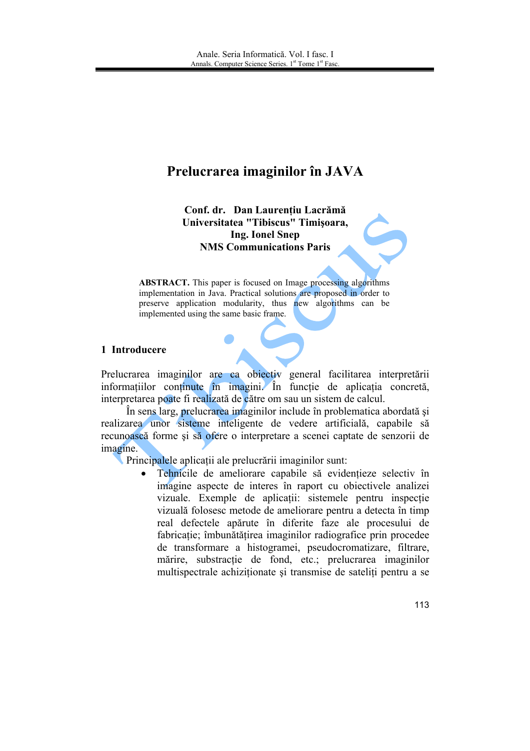# Prelucrarea imaginilor în JAVA

**Conf. dr. Dan Laurenţiu Lacrămă**
**Universitatea "Tibiscus" Timişoara,**
**Ing. Ionel Snep**
**NMS Communications Paris**

**ABSTRACT.** This paper is focused on Image processing algorithms implementation in Java. Practical solutions are proposed in order to preserve application modularity, thus new algorithms can be implemented using the same basic frame.

## 1 Introducere

Prelucrarea imaginilor are ca obiectiv general facilitarea interpretării informaţiilor conţinute în imagini. În funcţie de aplicaţia concretă, interpretarea poate fi realizată de către om sau un sistem de calcul.

În sens larg, prelucrarea imaginilor include în problematica abordată şi realizarea unor sisteme inteligente de vedere artificială, capabile să recunoască forme şi să ofere o interpretare a scenei captate de senzorii de imagine.

Principalele aplicaţii ale prelucrării imaginilor sunt:

- Tehnicile de ameliorare capabile să evidenţieze selectiv în imagine aspecte de interes în raport cu obiectivele analizei vizuale. Exemple de aplicaţii: sistemele pentru inspecţie vizuală folosesc metode de ameliorare pentru a detecta în timp real defectele apărute în diferite faze ale procesului de fabricaţie; îmbunătăţirea imaginilor radiografice prin procedee de transformare a histogramei, pseudocromatizare, filtrare, mărire, substracţie de fond, etc.; prelucrarea imaginilor multispectrale achiziţionate şi transmise de sateliţi pentru a se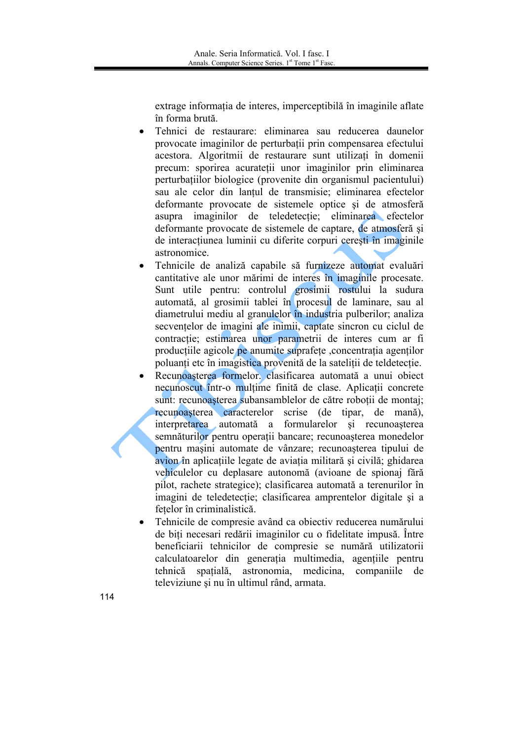extrage informația de interes, imperceptibilă în imaginile aflate în forma brută.

- Tehnici de restaurare: eliminarea sau reducerea daunelor provocate imaginilor de perturbații prin compensarea efectului acestora. Algoritmii de restaurare sunt utilizați în domenii precum: sporirea acurateții unor imaginilor prin eliminarea perturbațiilor biologice (provenite din organismul pacientului) sau ale celor din lanțul de transmisie; eliminarea efectelor deformante provocate de sistemele optice şi de atmosferă asupra imaginilor de teledetecție; eliminarea efectelor deformante provocate de sistemele de captare, de atmosferă şi de interacțiunea luminii cu diferite corpuri cereşti în imaginile astronomice.
- Tehnicile de analiză capabile să furnizeze automat evaluări cantitative ale unor mărimi de interes în imaginile procesate. Sunt utile pentru: controlul grosimii rostului la sudura automată, al grosimii tablei în procesul de laminare, sau al diametrului mediu al granulelor în industria pulberilor; analiza secvențelor de imagini ale inimii, captate sincron cu ciclul de contracție; estimarea unor parametrii de interes cum ar fi producțiile agicole pe anumite suprafețe ,concentrația agenților poluanți etc în imagistica provenită de la sateliții de teldetecție.
- Recunoaşterea formelor. clasificarea automată a unui obiect necunoscut într-o mulțime finită de clase. Aplicații concrete sunt: recunoaşterea subansamblelor de către roboții de montaj; recunoaşterea caracterelor scrise (de tipar, de mană), interpretarea automată a formularelor şi recunoaşterea semnăturilor pentru operații bancare; recunoaşterea monedelor pentru maşini automate de vânzare; recunoaşterea tipului de avion în aplicațiile legate de aviația militară şi civilă; ghidarea vehiculelor cu deplasare autonomă (avioane de spionaj fără pilot, rachete strategice); clasificarea automată a terenurilor în imagini de teledetecție; clasificarea amprentelor digitale şi a fețelor în criminalistică.
- Tehnicile de compresie având ca obiectiv reducerea numărului de biți necesari redării imaginilor cu o fidelitate impusă. Între beneficiarii tehnicilor de compresie se numără utilizatorii calculatoarelor din generația multimedia, agențiile pentru tehnică spațială, astronomia, medicina, companiile de televiziune şi nu în ultimul rând, armata.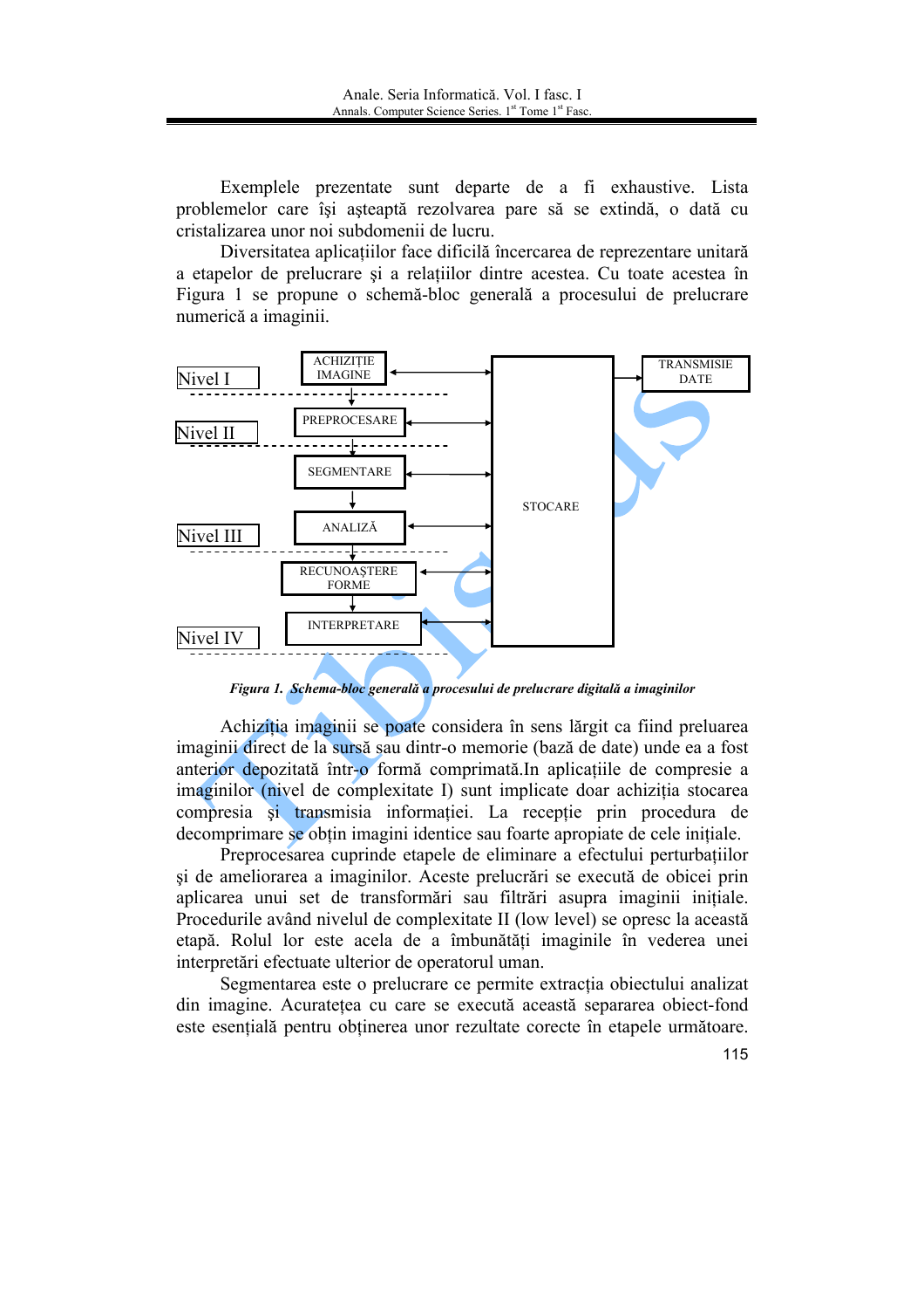Exemplele prezentate sunt departe de a fi exhaustive. Lista problemelor care își așteaptă rezolvarea pare să se extindă, o dată cu cristalizarea unor noi subdomenii de lucru.

Diversitatea aplicațiilor face dificilă încercarea de reprezentare unitară a etapelor de prelucrare și a relațiilor dintre acestea. Cu toate acestea în Figura 1 se propune o schemă-bloc generală a procesului de prelucrare numerică a imaginii.

Nivel I — ACHIZIȚIE IMAGINE

Nivel II — PREPROCESARE

SEGMENTARE

Nivel III — ANALIZĂ

RECUNOAȘTERE FORME

Nivel IV — INTERPRETARE

STOCARE

TRANSMISIE DATE

***Figura 1. Schema-bloc generală a procesului de prelucrare digitală a imaginilor***

Achiziția imaginii se poate considera în sens lărgit ca fiind preluarea imaginii direct de la sursă sau dintr-o memorie (bază de date) unde ea a fost anterior depozitată într-o formă comprimată.In aplicațiile de compresie a imaginilor (nivel de complexitate I) sunt implicate doar achiziția stocarea compresia și transmisia informației. La recepție prin procedura de decomprimare se obțin imagini identice sau foarte apropiate de cele inițiale.

Preprocesarea cuprinde etapele de eliminare a efectului perturbațiilor și de ameliorarea a imaginilor. Aceste prelucrări se execută de obicei prin aplicarea unui set de transformări sau filtrări asupra imaginii inițiale. Procedurile având nivelul de complexitate II (low level) se opresc la această etapă. Rolul lor este acela de a îmbunătăți imaginile în vederea unei interpretări efectuate ulterior de operatorul uman.

Segmentarea este o prelucrare ce permite extracția obiectului analizat din imagine. Acuratețea cu care se execută această separarea obiect-fond este esențială pentru obținerea unor rezultate corecte în etapele următoare.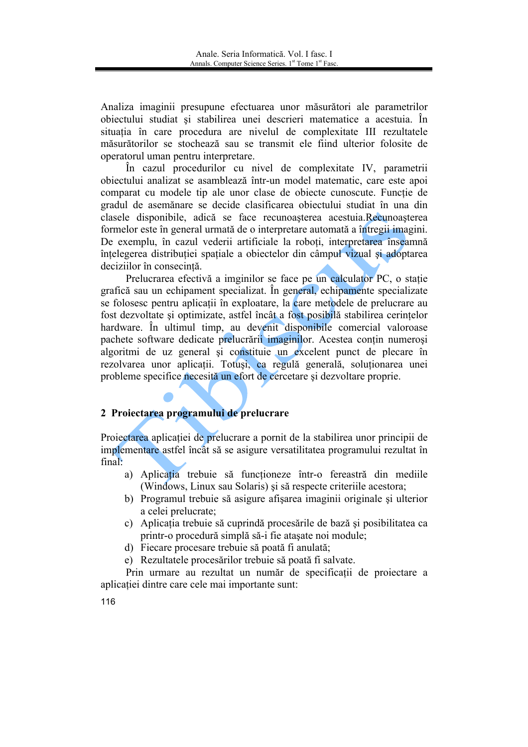Analiza imaginii presupune efectuarea unor măsurători ale parametrilor obiectului studiat şi stabilirea unei descrieri matematice a acestuia. În situația în care procedura are nivelul de complexitate III rezultatele măsurătorilor se stochează sau se transmit ele fiind ulterior folosite de operatorul uman pentru interpretare.

În cazul procedurilor cu nivel de complexitate IV, parametrii obiectului analizat se asamblează într-un model matematic, care este apoi comparat cu modele tip ale unor clase de obiecte cunoscute. Funcție de gradul de asemănare se decide clasificarea obiectului studiat în una din clasele disponibile, adică se face recunoaşterea acestuia.Recunoaşterea formelor este în general urmată de o interpretare automată a întregii imagini. De exemplu, în cazul vederii artificiale la roboți, interpretarea înseamnă înțelegerea distribuției spațiale a obiectelor din câmpul vizual şi adoptarea deciziilor în consecință.

Prelucrarea efectivă a imginilor se face pe un calculator PC, o stație grafică sau un echipament specializat. În general, echipamente specializate se folosesc pentru aplicații în exploatare, la care metodele de prelucrare au fost dezvoltate şi optimizate, astfel încât a fost posibilă stabilirea cerințelor hardware. În ultimul timp, au devenit disponibile comercial valoroase pachete software dedicate prelucrării imaginilor. Acestea conțin numeroşi algoritmi de uz general şi constituie un excelent punct de plecare în rezolvarea unor aplicații. Totuşi, ca regulă generală, soluționarea unei probleme specifice necesită un efort de cercetare şi dezvoltare proprie.

## 2 Proiectarea programului de prelucrare

Proiectarea aplicației de prelucrare a pornit de la stabilirea unor principii de implementare astfel încât să se asigure versatilitatea programului rezultat în final:

a) Aplicația trebuie să funcționeze într-o fereastră din mediile (Windows, Linux sau Solaris) şi să respecte criteriile acestora;
b) Programul trebuie să asigure afişarea imaginii originale şi ulterior a celei prelucrate;
c) Aplicația trebuie să cuprindă procesările de bază şi posibilitatea ca printr-o procedură simplă să-i fie ataşate noi module;
d) Fiecare procesare trebuie să poată fi anulată;
e) Rezultatele procesărilor trebuie să poată fi salvate.

Prin urmare au rezultat un număr de specificații de proiectare a aplicației dintre care cele mai importante sunt: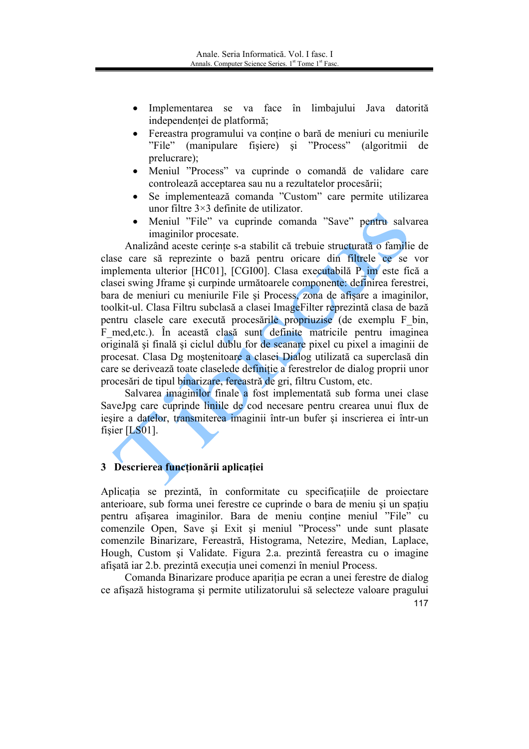- Implementarea se va face în limbajului Java datorită independenței de platformă;
- Fereastra programului va conține o bară de meniuri cu meniurile "File" (manipulare fişiere) şi "Process" (algoritmii de prelucrare);
- Meniul "Process" va cuprinde o comandă de validare care controlează acceptarea sau nu a rezultatelor procesării;
- Se implementează comanda "Custom" care permite utilizarea unor filtre 3×3 definite de utilizator.
- Meniul "File" va cuprinde comanda "Save" pentru salvarea imaginilor procesate.

Analizând aceste cerințe s-a stabilit că trebuie structurată o familie de clase care să reprezinte o bază pentru oricare din filtrele ce se vor implementa ulterior [HC01], [CGI00]. Clasa executabilă P_im este fică a clasei swing Jframe şi cuprinde următoarele componente: definirea ferestrei, bara de meniuri cu meniurile File şi Process, zona de afişare a imaginilor, toolkit-ul. Clasa Filtru subclasă a clasei ImageFilter reprezintă clasa de bază pentru clasele care execută procesările propriuzise (de exemplu F_bin, F_med,etc.). În această clasă sunt definite matricile pentru imaginea originală şi finală şi ciclul dublu for de scanare pixel cu pixel a imaginii de procesat. Clasa Dg moştenitoare a clasei Dialog utilizată ca superclasă din care se derivează toate clasele de definiție a ferestrelor de dialog proprii unor procesări de tipul binarizare, fereastră de gri, filtru Custom, etc.

Salvarea imaginilor finale a fost implementată sub forma unei clase SaveJpg care cuprinde liniile de cod necesare pentru crearea unui flux de ieşire a datelor, transmiterea imaginii într-un bufer şi inscrierea ei într-un fişier [LS01].

## 3 Descrierea funcționării aplicației

Aplicația se prezintă, în conformitate cu specificațiile de proiectare anterioare, sub forma unei ferestre ce cuprinde o bara de meniu şi un spațiu pentru afişarea imaginilor. Bara de meniu conține meniul "File" cu comenzile Open, Save şi Exit şi meniul "Process" unde sunt plasate comenzile Binarizare, Fereastră, Histograma, Netezire, Median, Laplace, Hough, Custom şi Validate. Figura 2.a. prezintă fereastra cu o imagine afişată iar 2.b. prezintă execuția unei comenzi în meniul Process.

Comanda Binarizare produce apariția pe ecran a unei ferestre de dialog ce afişază histograma şi permite utilizatorului să selecteze valoare pragului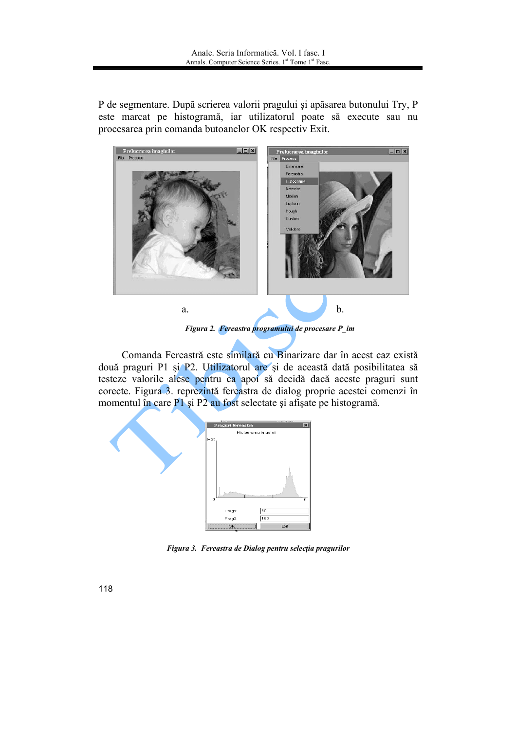P de segmentare. După scrierea valorii pragului şi apăsarea butonului Try, P este marcat pe histogramă, iar utilizatorul poate să execute sau nu procesarea prin comanda butoanelor OK respectiv Exit.

a. b.

*Figura 2. Fereastra programului de procesare P_im*

Comanda Fereastră este similară cu Binarizare dar în acest caz există două praguri P1 şi P2. Utilizatorul are şi de această dată posibilitatea să testeze valorile alese pentru ca apoi să decidă dacă aceste praguri sunt corecte. Figura 3. reprezintă fereastra de dialog proprie acestei comenzi în momentul în care P1 şi P2 au fost selectate şi afişate pe histogramă.

*Figura 3. Fereastra de Dialog pentru selecţia pragurilor*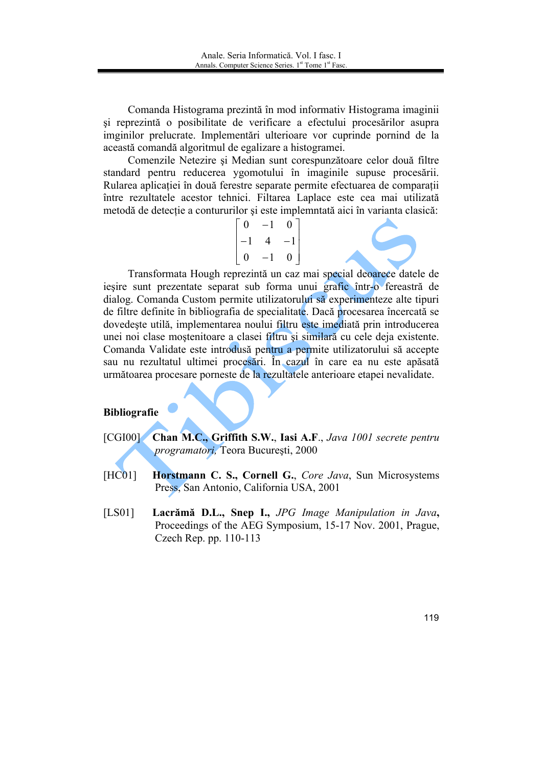Comanda Histograma prezintă în mod informativ Histograma imaginii şi reprezintă o posibilitate de verificare a efectului procesărilor asupra imginilor prelucrate. Implementări ulterioare vor cuprinde pornind de la această comandă algoritmul de egalizare a histogramei.

Comenzile Netezire şi Median sunt corespunzătoare celor două filtre standard pentru reducerea ygomotului în imaginile supuse procesării. Rularea aplicaţiei în două ferestre separate permite efectuarea de comparaţii între rezultatele acestor tehnici. Filtarea Laplace este cea mai utilizată metodă de detecţie a contururilor şi este implemntată aici în varianta clasică:

$$\begin{bmatrix} 0 & -1 & 0 \\ -1 & 4 & -1 \\ 0 & -1 & 0 \end{bmatrix}$$

Transformata Hough reprezintă un caz mai special deoarece datele de ieşire sunt prezentate separat sub forma unui grafic într-o fereastră de dialog. Comanda Custom permite utilizatorului să experimenteze alte tipuri de filtre definite în bibliografia de specialitate. Dacă procesarea încercată se dovedeşte utilă, implementarea noului filtru este imediată prin introducerea unei noi clase moştenitoare a clasei filtru şi similară cu cele deja existente. Comanda Validate este introdusă pentru a permite utilizatorului să accepte sau nu rezultatul ultimei procesări. În cazul în care ea nu este apăsată următoarea procesare porneste de la rezultatele anterioare etapei nevalidate.

## Bibliografie

[CGI00] **Chan M.C., Griffith S.W., Iasi A.F.**, *Java 1001 secrete pentru programatori,* Teora Bucureşti, 2000

[HC01] **Horstmann C. S., Cornell G.**, *Core Java*, Sun Microsystems Press, San Antonio, California USA, 2001

[LS01] **Lacrămă D.L., Snep I.,** *JPG Image Manipulation in Java***,** Proceedings of the AEG Symposium, 15-17 Nov. 2001, Prague, Czech Rep. pp. 110-113